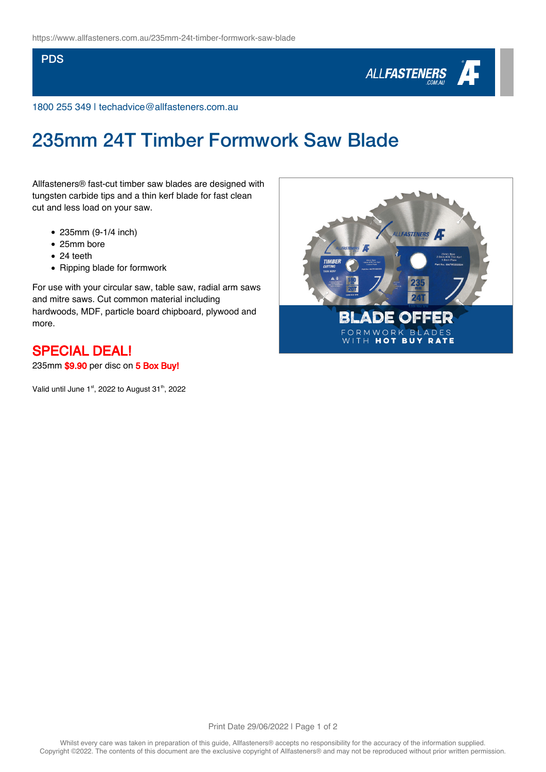https://www.allfasteners.com.au/235mm-24t-timber-formwork-saw-blade

PDS

1800 255 349 | techadvice@allfasteners.com.au

# 235mm 24T Timber Formwork Saw Blade

Allfasteners® fast-cut timber saw blades are designed with tungsten carbide tips and a thin kerf blade for fast clean cut and less load on your saw.

- 235mm (9-1/4 inch)
- 25mm bore
- 24 teeth
- Ripping blade for formwork

For use with your circular saw, table saw, radial arm saws and mitre saws. Cut common material including hardwoods, MDF, particle board chipboard, plywood and more.

## SPECIAL DEAL!

235mm **$9.90** per disc on **5 Box Buy!**

Valid until June 1st, 2022 to August 31th, 2022

Whilst every care was taken in preparation of this guide, Allfasteners® accepts no responsibility for the accuracy of the information supplied. Copyright ©2022. The contents of this document are the exclusive copyright of Allfasteners® and may not be reproduced without prior written permission.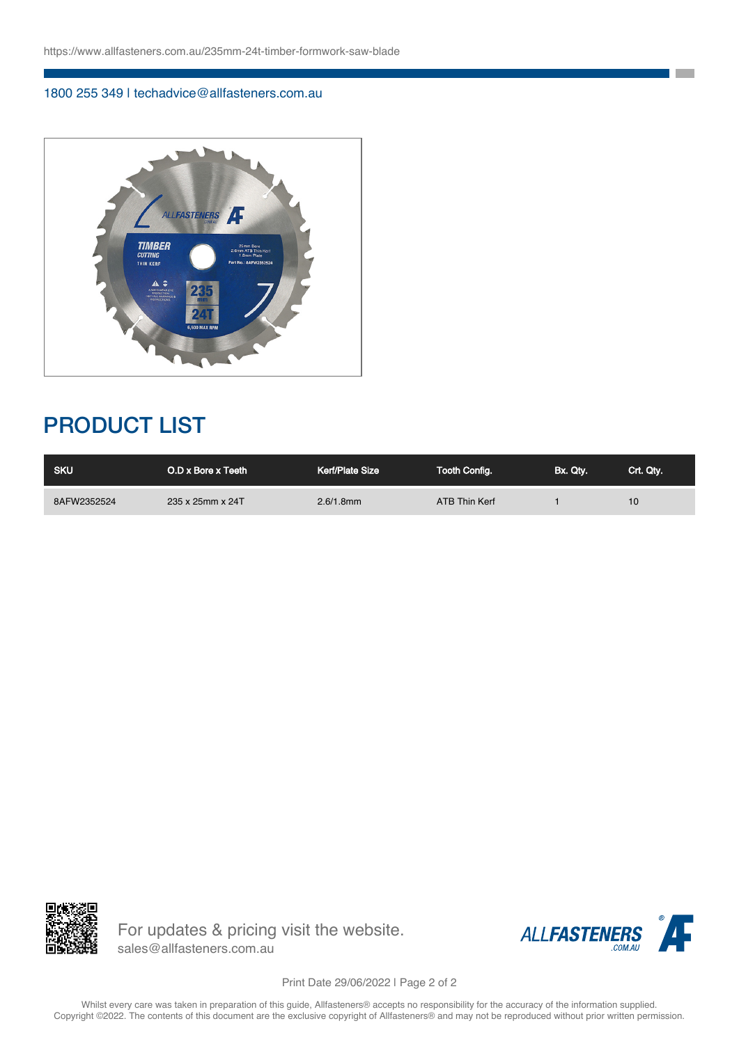https://www.allfasteners.com.au/235mm-24t-timber-formwork-saw-blade

1800 255 349 | techadvice@allfasteners.com.au

# PRODUCT LIST

| SKU | O.D x Bore x Teeth | Kerf/Plate Size | Tooth Config. | Bx. Qty. | Crt. Qty. |
|---|---|---|---|---|---|
| 8AFW2352524 | 235 x 25mm x 24T | 2.6/1.8mm | ATB Thin Kerf | 1 | 10 |

For updates & pricing visit the website.
sales@allfasteners.com.au

Print Date 29/06/2022

Whilst every care was taken in preparation of this guide, Allfasteners® accepts no responsibility for the accuracy of the information supplied.
Copyright ©2022. The contents of this document are the exclusive copyright of Allfasteners® and may not be reproduced without prior written permission.